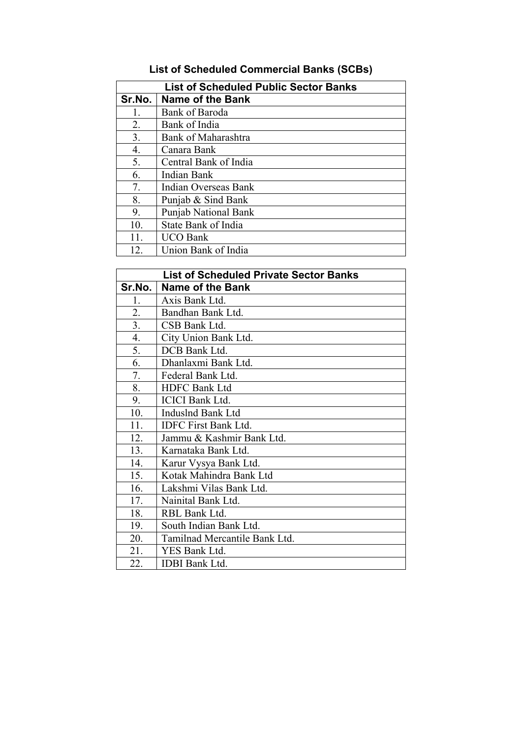# List of Scheduled Commercial Banks (SCBs)

| List of Scheduled Public Sector Banks | |
|---|---|
| **Sr.No.** | **Name of the Bank** |
| 1. | Bank of Baroda |
| 2. | Bank of India |
| 3. | Bank of Maharashtra |
| 4. | Canara Bank |
| 5. | Central Bank of India |
| 6. | Indian Bank |
| 7. | Indian Overseas Bank |
| 8. | Punjab & Sind Bank |
| 9. | Punjab National Bank |
| 10. | State Bank of India |
| 11. | UCO Bank |
| 12. | Union Bank of India |

| List of Scheduled Private Sector Banks | |
|---|---|
| **Sr.No.** | **Name of the Bank** |
| 1. | Axis Bank Ltd. |
| 2. | Bandhan Bank Ltd. |
| 3. | CSB Bank Ltd. |
| 4. | City Union Bank Ltd. |
| 5. | DCB Bank Ltd. |
| 6. | Dhanlaxmi Bank Ltd. |
| 7. | Federal Bank Ltd. |
| 8. | HDFC Bank Ltd |
| 9. | ICICI Bank Ltd. |
| 10. | Induslnd Bank Ltd |
| 11. | IDFC First Bank Ltd. |
| 12. | Jammu & Kashmir Bank Ltd. |
| 13. | Karnataka Bank Ltd. |
| 14. | Karur Vysya Bank Ltd. |
| 15. | Kotak Mahindra Bank Ltd |
| 16. | Lakshmi Vilas Bank Ltd. |
| 17. | Nainital Bank Ltd. |
| 18. | RBL Bank Ltd. |
| 19. | South Indian Bank Ltd. |
| 20. | Tamilnad Mercantile Bank Ltd. |
| 21. | YES Bank Ltd. |
| 22. | IDBI Bank Ltd. |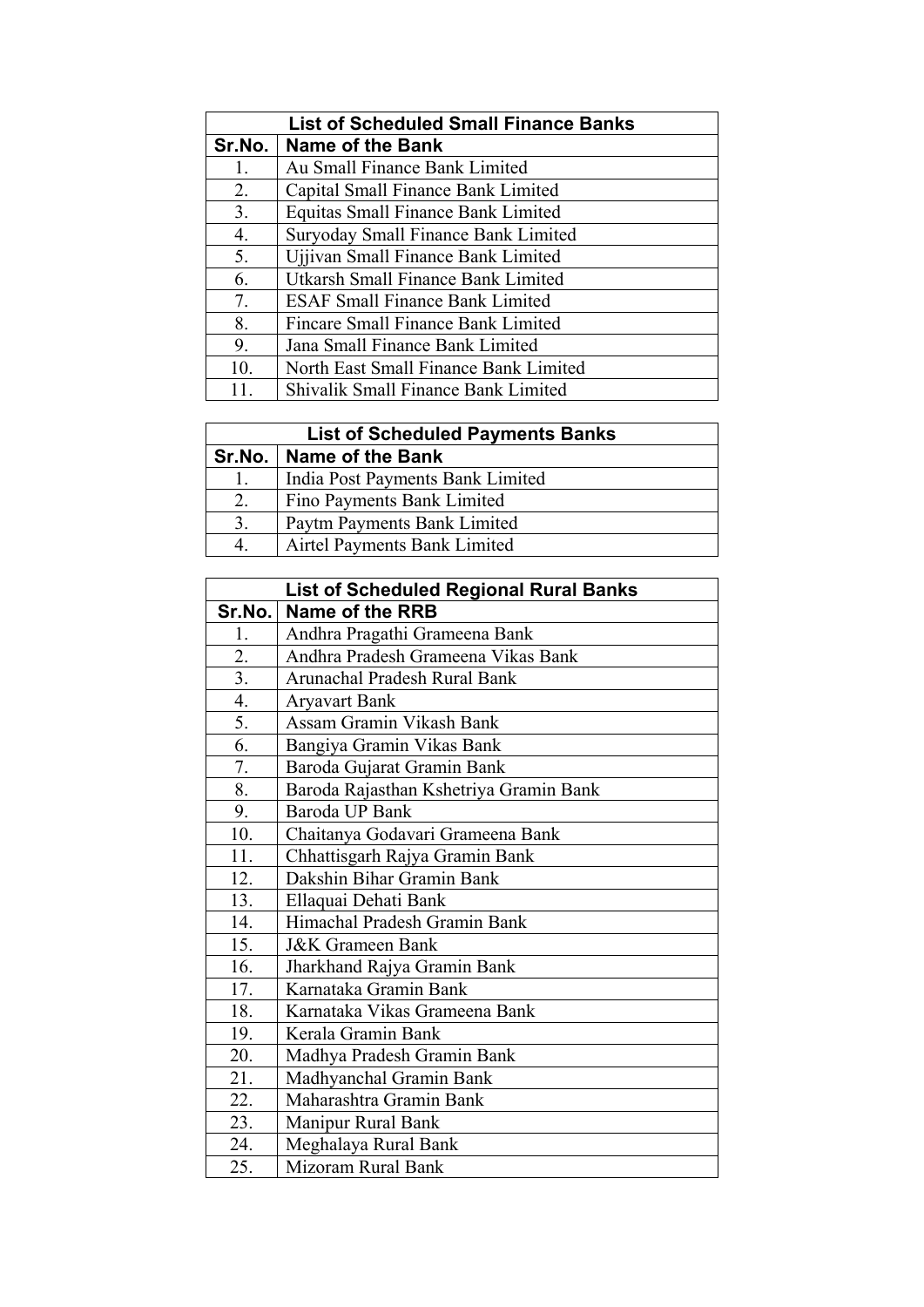| List of Scheduled Small Finance Banks | |
|---|---|
| **Sr.No.** | **Name of the Bank** |
| 1. | Au Small Finance Bank Limited |
| 2. | Capital Small Finance Bank Limited |
| 3. | Equitas Small Finance Bank Limited |
| 4. | Suryoday Small Finance Bank Limited |
| 5. | Ujjivan Small Finance Bank Limited |
| 6. | Utkarsh Small Finance Bank Limited |
| 7. | ESAF Small Finance Bank Limited |
| 8. | Fincare Small Finance Bank Limited |
| 9. | Jana Small Finance Bank Limited |
| 10. | North East Small Finance Bank Limited |
| 11. | Shivalik Small Finance Bank Limited |

| List of Scheduled Payments Banks | |
|---|---|
| **Sr.No.** | **Name of the Bank** |
| 1. | India Post Payments Bank Limited |
| 2. | Fino Payments Bank Limited |
| 3. | Paytm Payments Bank Limited |
| 4. | Airtel Payments Bank Limited |

| List of Scheduled Regional Rural Banks | |
|---|---|
| **Sr.No.** | **Name of the RRB** |
| 1. | Andhra Pragathi Grameena Bank |
| 2. | Andhra Pradesh Grameena Vikas Bank |
| 3. | Arunachal Pradesh Rural Bank |
| 4. | Aryavart Bank |
| 5. | Assam Gramin Vikash Bank |
| 6. | Bangiya Gramin Vikas Bank |
| 7. | Baroda Gujarat Gramin Bank |
| 8. | Baroda Rajasthan Kshetriya Gramin Bank |
| 9. | Baroda UP Bank |
| 10. | Chaitanya Godavari Grameena Bank |
| 11. | Chhattisgarh Rajya Gramin Bank |
| 12. | Dakshin Bihar Gramin Bank |
| 13. | Ellaquai Dehati Bank |
| 14. | Himachal Pradesh Gramin Bank |
| 15. | J&K Grameen Bank |
| 16. | Jharkhand Rajya Gramin Bank |
| 17. | Karnataka Gramin Bank |
| 18. | Karnataka Vikas Grameena Bank |
| 19. | Kerala Gramin Bank |
| 20. | Madhya Pradesh Gramin Bank |
| 21. | Madhyanchal Gramin Bank |
| 22. | Maharashtra Gramin Bank |
| 23. | Manipur Rural Bank |
| 24. | Meghalaya Rural Bank |
| 25. | Mizoram Rural Bank |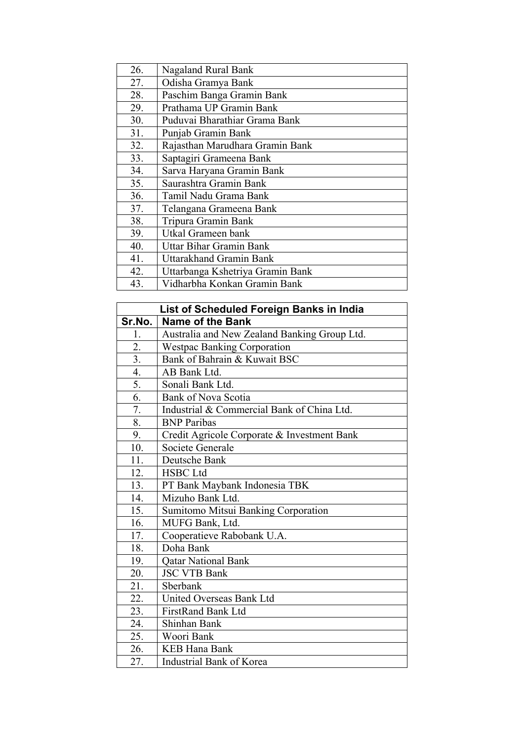| | |
|---|---|
| 26. | Nagaland Rural Bank |
| 27. | Odisha Gramya Bank |
| 28. | Paschim Banga Gramin Bank |
| 29. | Prathama UP Gramin Bank |
| 30. | Puduvai Bharathiar Grama Bank |
| 31. | Punjab Gramin Bank |
| 32. | Rajasthan Marudhara Gramin Bank |
| 33. | Saptagiri Grameena Bank |
| 34. | Sarva Haryana Gramin Bank |
| 35. | Saurashtra Gramin Bank |
| 36. | Tamil Nadu Grama Bank |
| 37. | Telangana Grameena Bank |
| 38. | Tripura Gramin Bank |
| 39. | Utkal Grameen bank |
| 40. | Uttar Bihar Gramin Bank |
| 41. | Uttarakhand Gramin Bank |
| 42. | Uttarbanga Kshetriya Gramin Bank |
| 43. | Vidharbha Konkan Gramin Bank |

| **List of Scheduled Foreign Banks in India** | |
|---|---|
| **Sr.No.** | **Name of the Bank** |
| 1. | Australia and New Zealand Banking Group Ltd. |
| 2. | Westpac Banking Corporation |
| 3. | Bank of Bahrain & Kuwait BSC |
| 4. | AB Bank Ltd. |
| 5. | Sonali Bank Ltd. |
| 6. | Bank of Nova Scotia |
| 7. | Industrial & Commercial Bank of China Ltd. |
| 8. | BNP Paribas |
| 9. | Credit Agricole Corporate & Investment Bank |
| 10. | Societe Generale |
| 11. | Deutsche Bank |
| 12. | HSBC Ltd |
| 13. | PT Bank Maybank Indonesia TBK |
| 14. | Mizuho Bank Ltd. |
| 15. | Sumitomo Mitsui Banking Corporation |
| 16. | MUFG Bank, Ltd. |
| 17. | Cooperatieve Rabobank U.A. |
| 18. | Doha Bank |
| 19. | Qatar National Bank |
| 20. | JSC VTB Bank |
| 21. | Sberbank |
| 22. | United Overseas Bank Ltd |
| 23. | FirstRand Bank Ltd |
| 24. | Shinhan Bank |
| 25. | Woori Bank |
| 26. | KEB Hana Bank |
| 27. | Industrial Bank of Korea |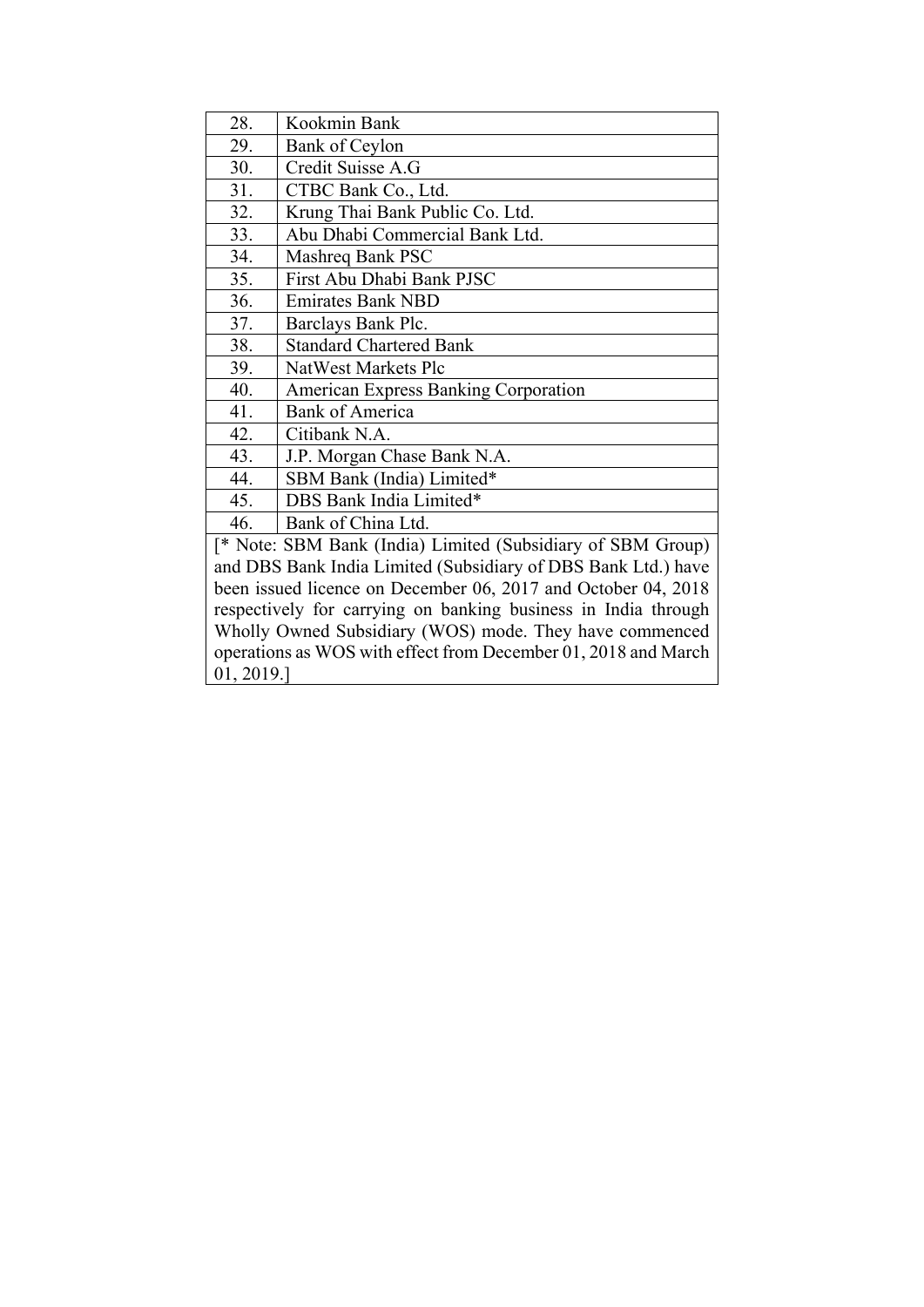| | |
|---|---|
| 28. | Kookmin Bank |
| 29. | Bank of Ceylon |
| 30. | Credit Suisse A.G |
| 31. | CTBC Bank Co., Ltd. |
| 32. | Krung Thai Bank Public Co. Ltd. |
| 33. | Abu Dhabi Commercial Bank Ltd. |
| 34. | Mashreq Bank PSC |
| 35. | First Abu Dhabi Bank PJSC |
| 36. | Emirates Bank NBD |
| 37. | Barclays Bank Plc. |
| 38. | Standard Chartered Bank |
| 39. | NatWest Markets Plc |
| 40. | American Express Banking Corporation |
| 41. | Bank of America |
| 42. | Citibank N.A. |
| 43. | J.P. Morgan Chase Bank N.A. |
| 44. | SBM Bank (India) Limited* |
| 45. | DBS Bank India Limited* |
| 46. | Bank of China Ltd. |

[* Note: SBM Bank (India) Limited (Subsidiary of SBM Group) and DBS Bank India Limited (Subsidiary of DBS Bank Ltd.) have been issued licence on December 06, 2017 and October 04, 2018 respectively for carrying on banking business in India through Wholly Owned Subsidiary (WOS) mode. They have commenced operations as WOS with effect from December 01, 2018 and March 01, 2019.]